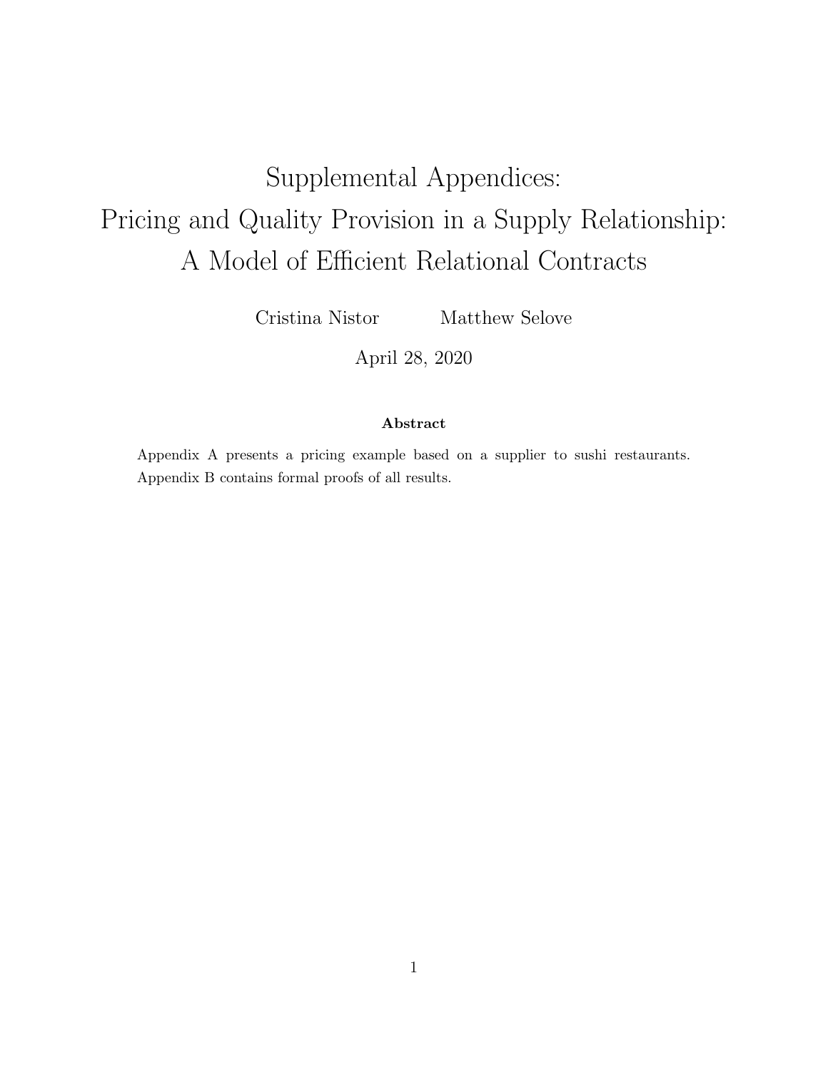# Supplemental Appendices: Pricing and Quality Provision in a Supply Relationship: A Model of Efficient Relational Contracts

Cristina Nistor    Matthew Selove

April 28, 2020

**Abstract**

Appendix A presents a pricing example based on a supplier to sushi restaurants. Appendix B contains formal proofs of all results.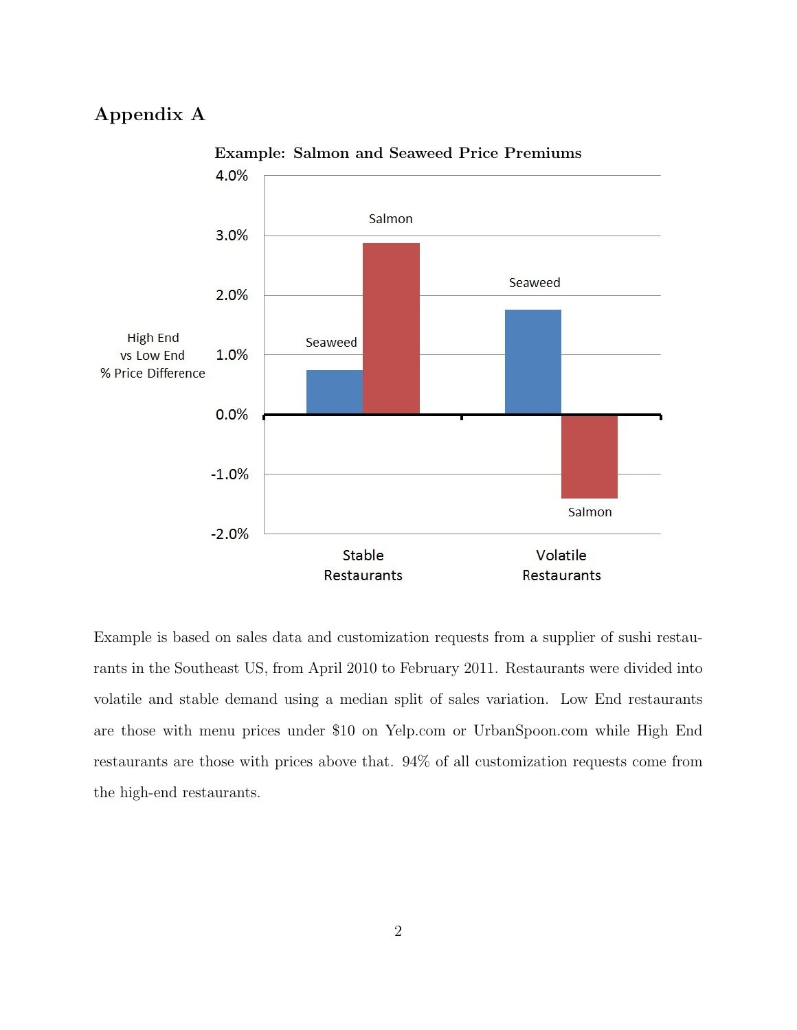## Appendix A

**Example: Salmon and Seaweed Price Premiums**

Example is based on sales data and customization requests from a supplier of sushi restaurants in the Southeast US, from April 2010 to February 2011. Restaurants were divided into volatile and stable demand using a median split of sales variation. Low End restaurants are those with menu prices under $10 on Yelp.com or UrbanSpoon.com while High End restaurants are those with prices above that. 94% of all customization requests come from the high-end restaurants.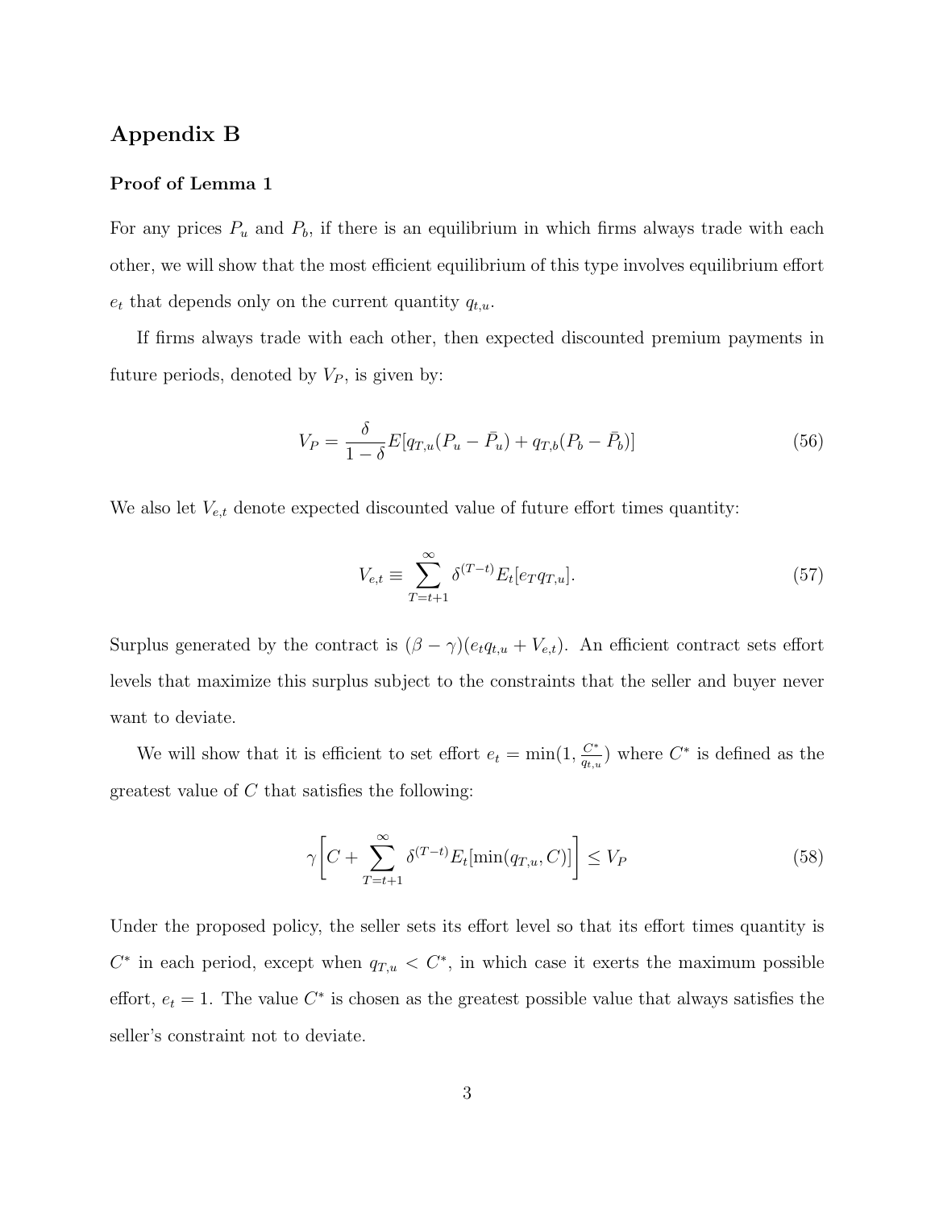## Appendix B

### Proof of Lemma 1

For any prices $P_u$ and $P_b$, if there is an equilibrium in which firms always trade with each other, we will show that the most efficient equilibrium of this type involves equilibrium effort $e_t$ that depends only on the current quantity $q_{t,u}$.

If firms always trade with each other, then expected discounted premium payments in future periods, denoted by $V_P$, is given by:

$$V_P = \frac{\delta}{1-\delta} E[q_{T,u}(P_u - \bar{P}_u) + q_{T,b}(P_b - \bar{P}_b)] \tag{56}$$

We also let $V_{e,t}$ denote expected discounted value of future effort times quantity:

$$V_{e,t} \equiv \sum_{T=t+1}^{\infty} \delta^{(T-t)} E_t[e_T q_{T,u}]. \tag{57}$$

Surplus generated by the contract is $(\beta - \gamma)(e_t q_{t,u} + V_{e,t})$. An efficient contract sets effort levels that maximize this surplus subject to the constraints that the seller and buyer never want to deviate.

We will show that it is efficient to set effort $e_t = \min(1, \frac{C^*}{q_{t,u}})$ where $C^*$ is defined as the greatest value of $C$ that satisfies the following:

$$\gamma \left[ C + \sum_{T=t+1}^{\infty} \delta^{(T-t)} E_t[\min(q_{T,u}, C)] \right] \leq V_P \tag{58}$$

Under the proposed policy, the seller sets its effort level so that its effort times quantity is $C^*$ in each period, except when $q_{T,u} < C^*$, in which case it exerts the maximum possible effort, $e_t = 1$. The value $C^*$ is chosen as the greatest possible value that always satisfies the seller's constraint not to deviate.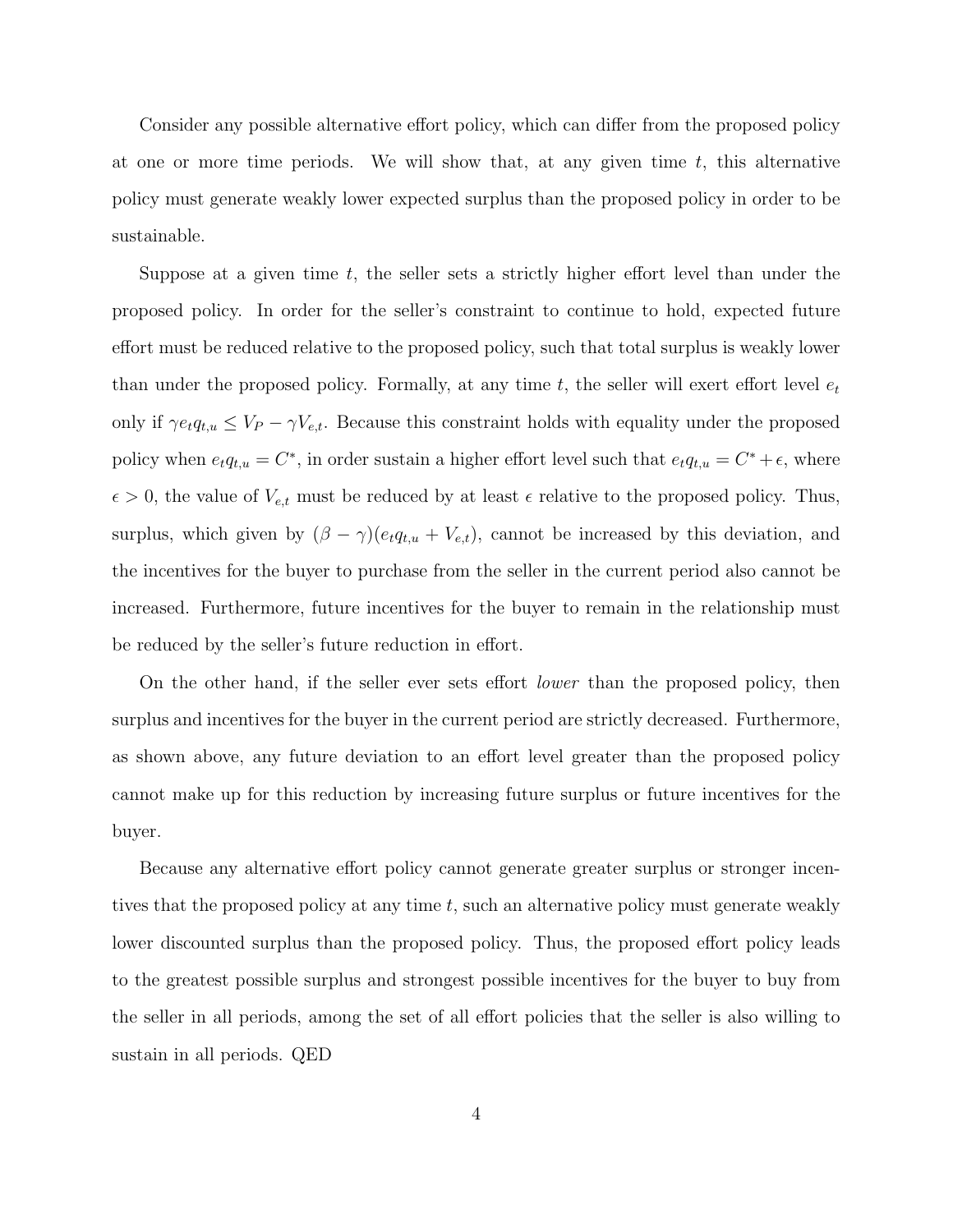Consider any possible alternative effort policy, which can differ from the proposed policy at one or more time periods. We will show that, at any given time $t$, this alternative policy must generate weakly lower expected surplus than the proposed policy in order to be sustainable.

Suppose at a given time $t$, the seller sets a strictly higher effort level than under the proposed policy. In order for the seller's constraint to continue to hold, expected future effort must be reduced relative to the proposed policy, such that total surplus is weakly lower than under the proposed policy. Formally, at any time $t$, the seller will exert effort level $e_t$ only if $\gamma e_t q_{t,u} \leq V_P - \gamma V_{e,t}$. Because this constraint holds with equality under the proposed policy when $e_t q_{t,u} = C^*$, in order sustain a higher effort level such that $e_t q_{t,u} = C^* + \epsilon$, where $\epsilon > 0$, the value of $V_{e,t}$ must be reduced by at least $\epsilon$ relative to the proposed policy. Thus, surplus, which given by $(\beta - \gamma)(e_t q_{t,u} + V_{e,t})$, cannot be increased by this deviation, and the incentives for the buyer to purchase from the seller in the current period also cannot be increased. Furthermore, future incentives for the buyer to remain in the relationship must be reduced by the seller's future reduction in effort.

On the other hand, if the seller ever sets effort *lower* than the proposed policy, then surplus and incentives for the buyer in the current period are strictly decreased. Furthermore, as shown above, any future deviation to an effort level greater than the proposed policy cannot make up for this reduction by increasing future surplus or future incentives for the buyer.

Because any alternative effort policy cannot generate greater surplus or stronger incentives that the proposed policy at any time $t$, such an alternative policy must generate weakly lower discounted surplus than the proposed policy. Thus, the proposed effort policy leads to the greatest possible surplus and strongest possible incentives for the buyer to buy from the seller in all periods, among the set of all effort policies that the seller is also willing to sustain in all periods. QED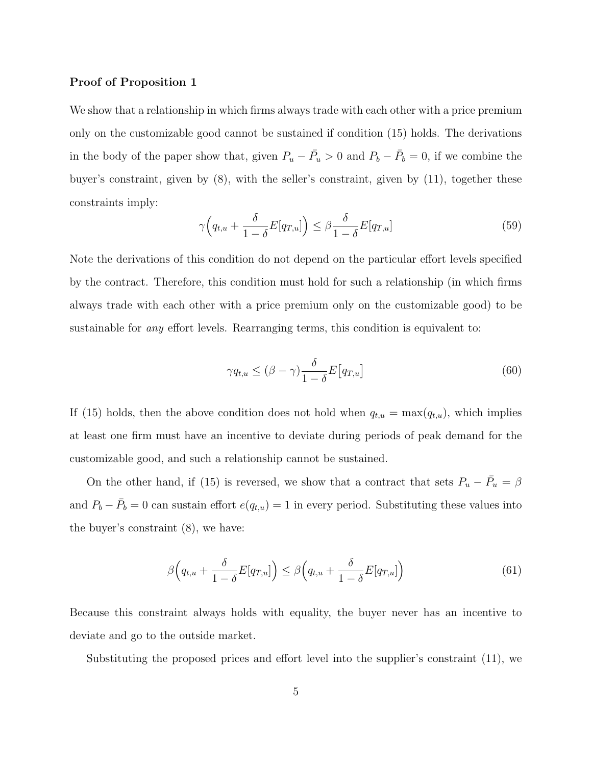**Proof of Proposition 1**

We show that a relationship in which firms always trade with each other with a price premium only on the customizable good cannot be sustained if condition (15) holds. The derivations in the body of the paper show that, given $P_u - \bar{P}_u > 0$ and $P_b - \bar{P}_b = 0$, if we combine the buyer's constraint, given by (8), with the seller's constraint, given by (11), together these constraints imply:

$$\gamma\Big(q_{t,u} + \frac{\delta}{1-\delta}E[q_{T,u}]\Big) \leq \beta\frac{\delta}{1-\delta}E[q_{T,u}] \tag{59}$$

Note the derivations of this condition do not depend on the particular effort levels specified by the contract. Therefore, this condition must hold for such a relationship (in which firms always trade with each other with a price premium only on the customizable good) to be sustainable for *any* effort levels. Rearranging terms, this condition is equivalent to:

$$\gamma q_{t,u} \leq (\beta - \gamma)\frac{\delta}{1-\delta}E\big[q_{T,u}\big] \tag{60}$$

If (15) holds, then the above condition does not hold when $q_{t,u} = \max(q_{t,u})$, which implies at least one firm must have an incentive to deviate during periods of peak demand for the customizable good, and such a relationship cannot be sustained.

On the other hand, if (15) is reversed, we show that a contract that sets $P_u - \bar{P}_u = \beta$ and $P_b - \bar{P}_b = 0$ can sustain effort $e(q_{t,u}) = 1$ in every period. Substituting these values into the buyer's constraint (8), we have:

$$\beta\Big(q_{t,u} + \frac{\delta}{1-\delta}E[q_{T,u}]\Big) \leq \beta\Big(q_{t,u} + \frac{\delta}{1-\delta}E[q_{T,u}]\Big) \tag{61}$$

Because this constraint always holds with equality, the buyer never has an incentive to deviate and go to the outside market.

Substituting the proposed prices and effort level into the supplier's constraint (11), we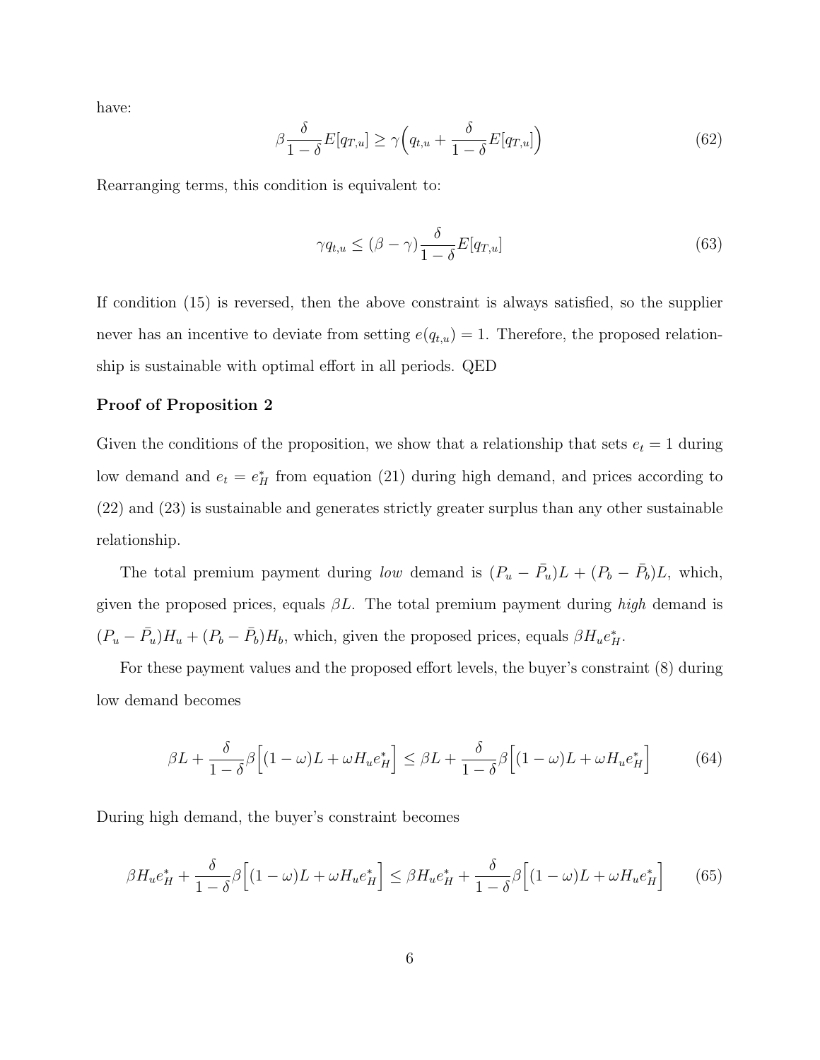have:

$$\beta\frac{\delta}{1-\delta}E[q_{T,u}] \geq \gamma\Big(q_{t,u} + \frac{\delta}{1-\delta}E[q_{T,u}]\Big) \tag{62}$$

Rearranging terms, this condition is equivalent to:

$$\gamma q_{t,u} \leq (\beta-\gamma)\frac{\delta}{1-\delta}E[q_{T,u}] \tag{63}$$

If condition (15) is reversed, then the above constraint is always satisfied, so the supplier never has an incentive to deviate from setting $e(q_{t,u}) = 1$. Therefore, the proposed relationship is sustainable with optimal effort in all periods. QED

**Proof of Proposition 2**

Given the conditions of the proposition, we show that a relationship that sets $e_t = 1$ during low demand and $e_t = e^*_H$ from equation (21) during high demand, and prices according to (22) and (23) is sustainable and generates strictly greater surplus than any other sustainable relationship.

The total premium payment during *low* demand is $(P_u - \bar{P}_u)L + (P_b - \bar{P}_b)L$, which, given the proposed prices, equals $\beta L$. The total premium payment during *high* demand is $(P_u - \bar{P}_u)H_u + (P_b - \bar{P}_b)H_b$, which, given the proposed prices, equals $\beta H_u e^*_H$.

For these payment values and the proposed effort levels, the buyer's constraint (8) during low demand becomes

$$\beta L + \frac{\delta}{1-\delta}\beta\Big[(1-\omega)L + \omega H_u e^*_H\Big] \leq \beta L + \frac{\delta}{1-\delta}\beta\Big[(1-\omega)L + \omega H_u e^*_H\Big] \tag{64}$$

During high demand, the buyer's constraint becomes

$$\beta H_u e^*_H + \frac{\delta}{1-\delta}\beta\Big[(1-\omega)L + \omega H_u e^*_H\Big] \leq \beta H_u e^*_H + \frac{\delta}{1-\delta}\beta\Big[(1-\omega)L + \omega H_u e^*_H\Big] \tag{65}$$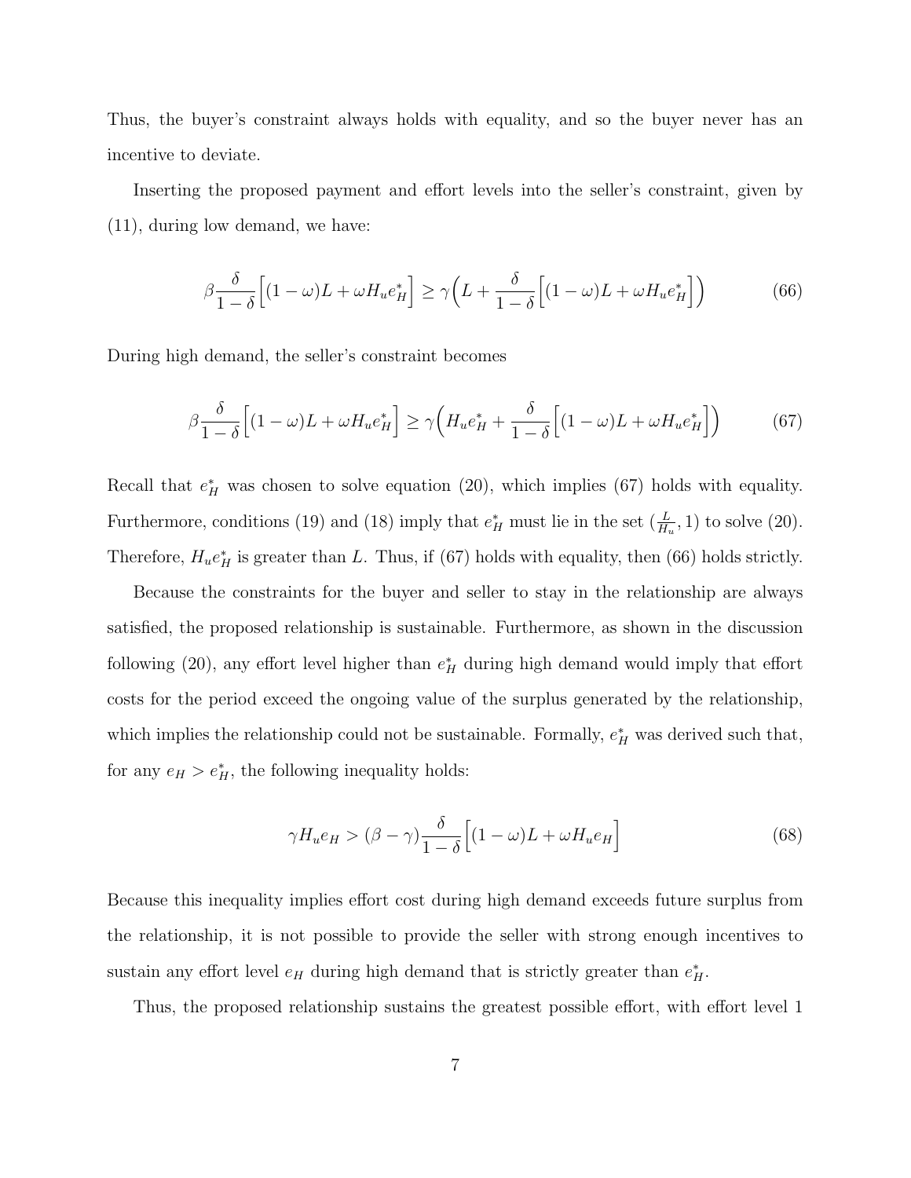Thus, the buyer's constraint always holds with equality, and so the buyer never has an incentive to deviate.

Inserting the proposed payment and effort levels into the seller's constraint, given by (11), during low demand, we have:

$$\beta \frac{\delta}{1-\delta}\Big[(1-\omega)L + \omega H_u e_H^*\Big] \geq \gamma\Big(L + \frac{\delta}{1-\delta}\Big[(1-\omega)L + \omega H_u e_H^*\Big]\Big) \tag{66}$$

During high demand, the seller's constraint becomes

$$\beta \frac{\delta}{1-\delta}\Big[(1-\omega)L + \omega H_u e_H^*\Big] \geq \gamma\Big(H_u e_H^* + \frac{\delta}{1-\delta}\Big[(1-\omega)L + \omega H_u e_H^*\Big]\Big) \tag{67}$$

Recall that $e_H^*$ was chosen to solve equation (20), which implies (67) holds with equality. Furthermore, conditions (19) and (18) imply that $e_H^*$ must lie in the set $(\frac{L}{H_u}, 1)$ to solve (20). Therefore, $H_u e_H^*$ is greater than $L$. Thus, if (67) holds with equality, then (66) holds strictly.

Because the constraints for the buyer and seller to stay in the relationship are always satisfied, the proposed relationship is sustainable. Furthermore, as shown in the discussion following (20), any effort level higher than $e_H^*$ during high demand would imply that effort costs for the period exceed the ongoing value of the surplus generated by the relationship, which implies the relationship could not be sustainable. Formally, $e_H^*$ was derived such that, for any $e_H > e_H^*$, the following inequality holds:

$$\gamma H_u e_H > (\beta - \gamma)\frac{\delta}{1-\delta}\Big[(1-\omega)L + \omega H_u e_H\Big] \tag{68}$$

Because this inequality implies effort cost during high demand exceeds future surplus from the relationship, it is not possible to provide the seller with strong enough incentives to sustain any effort level $e_H$ during high demand that is strictly greater than $e_H^*$.

Thus, the proposed relationship sustains the greatest possible effort, with effort level 1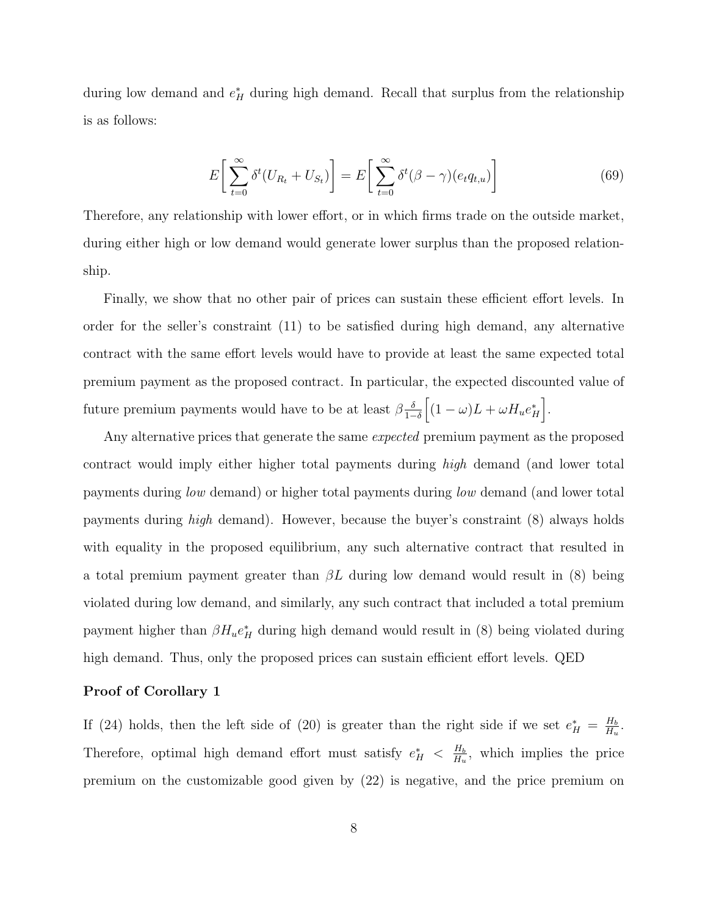during low demand and $e_H^*$ during high demand. Recall that surplus from the relationship is as follows:

$$E\bigg[\sum_{t=0}^{\infty}\delta^t(U_{R_t}+U_{S_t})\bigg]=E\bigg[\sum_{t=0}^{\infty}\delta^t(\beta-\gamma)(e_t q_{t,u})\bigg] \tag{69}$$

Therefore, any relationship with lower effort, or in which firms trade on the outside market, during either high or low demand would generate lower surplus than the proposed relationship.

Finally, we show that no other pair of prices can sustain these efficient effort levels. In order for the seller's constraint (11) to be satisfied during high demand, any alternative contract with the same effort levels would have to provide at least the same expected total premium payment as the proposed contract. In particular, the expected discounted value of future premium payments would have to be at least $\beta\frac{\delta}{1-\delta}\Big[(1-\omega)L+\omega H_u e_H^*\Big]$.

Any alternative prices that generate the same *expected* premium payment as the proposed contract would imply either higher total payments during *high* demand (and lower total payments during *low* demand) or higher total payments during *low* demand (and lower total payments during *high* demand). However, because the buyer's constraint (8) always holds with equality in the proposed equilibrium, any such alternative contract that resulted in a total premium payment greater than $\beta L$ during low demand would result in (8) being violated during low demand, and similarly, any such contract that included a total premium payment higher than $\beta H_u e_H^*$ during high demand would result in (8) being violated during high demand. Thus, only the proposed prices can sustain efficient effort levels. QED

**Proof of Corollary 1**

If (24) holds, then the left side of (20) is greater than the right side if we set $e_H^*=\frac{H_b}{H_u}$. Therefore, optimal high demand effort must satisfy $e_H^*<\frac{H_b}{H_u}$, which implies the price premium on the customizable good given by (22) is negative, and the price premium on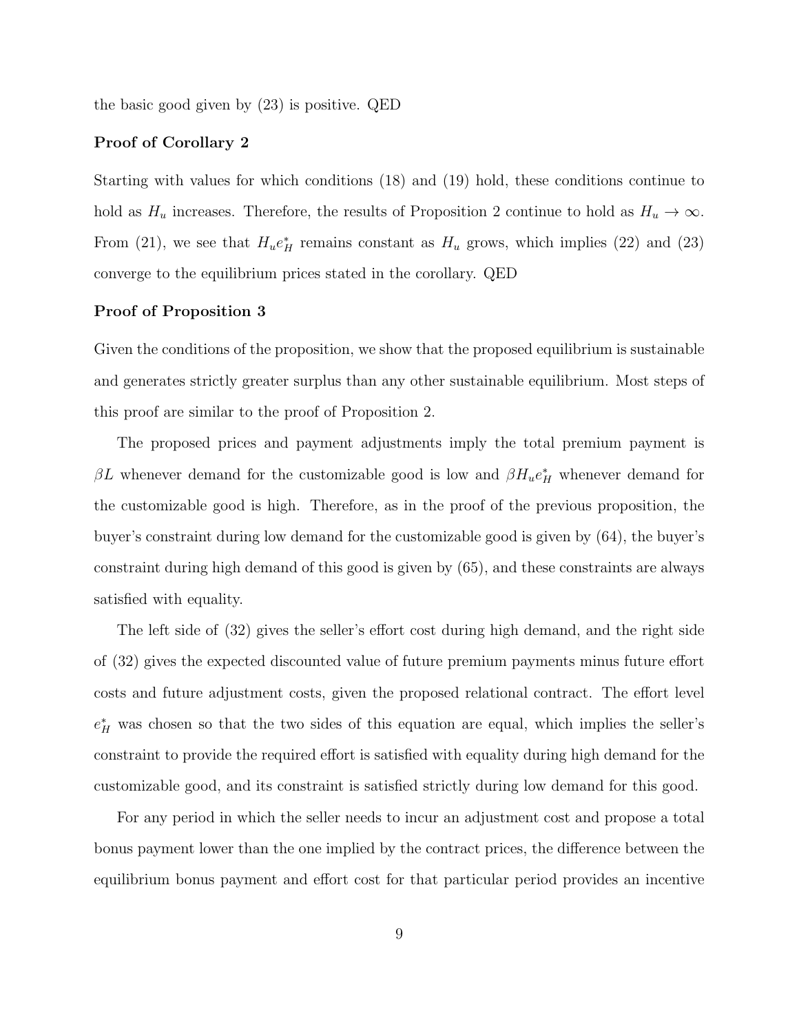the basic good given by (23) is positive. QED

### Proof of Corollary 2

Starting with values for which conditions (18) and (19) hold, these conditions continue to hold as $H_u$ increases. Therefore, the results of Proposition 2 continue to hold as $H_u \to \infty$. From (21), we see that $H_u e_H^*$ remains constant as $H_u$ grows, which implies (22) and (23) converge to the equilibrium prices stated in the corollary. QED

### Proof of Proposition 3

Given the conditions of the proposition, we show that the proposed equilibrium is sustainable and generates strictly greater surplus than any other sustainable equilibrium. Most steps of this proof are similar to the proof of Proposition 2.

The proposed prices and payment adjustments imply the total premium payment is $\beta L$ whenever demand for the customizable good is low and $\beta H_u e_H^*$ whenever demand for the customizable good is high. Therefore, as in the proof of the previous proposition, the buyer's constraint during low demand for the customizable good is given by (64), the buyer's constraint during high demand of this good is given by (65), and these constraints are always satisfied with equality.

The left side of (32) gives the seller's effort cost during high demand, and the right side of (32) gives the expected discounted value of future premium payments minus future effort costs and future adjustment costs, given the proposed relational contract. The effort level $e_H^*$ was chosen so that the two sides of this equation are equal, which implies the seller's constraint to provide the required effort is satisfied with equality during high demand for the customizable good, and its constraint is satisfied strictly during low demand for this good.

For any period in which the seller needs to incur an adjustment cost and propose a total bonus payment lower than the one implied by the contract prices, the difference between the equilibrium bonus payment and effort cost for that particular period provides an incentive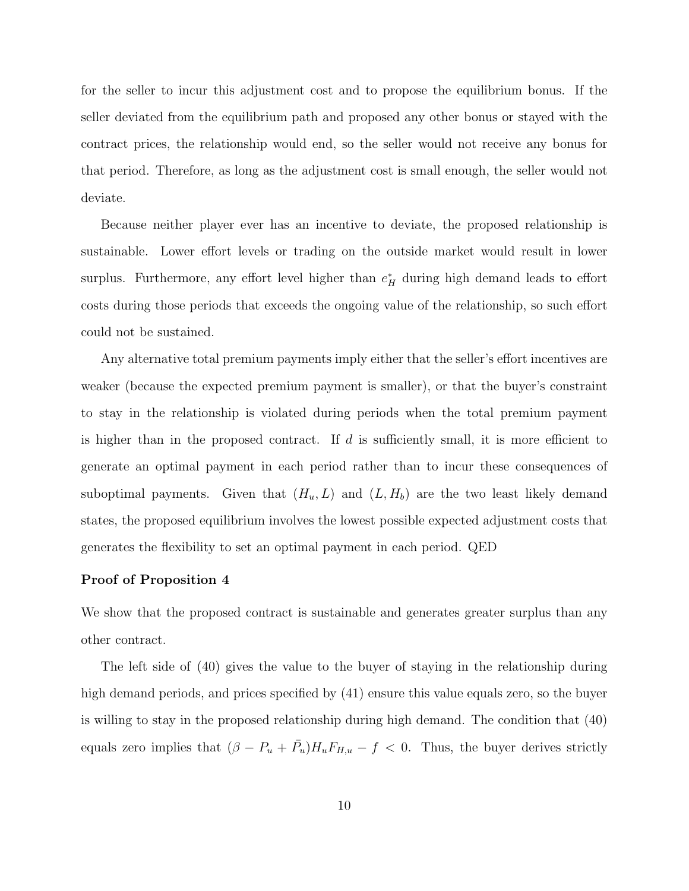for the seller to incur this adjustment cost and to propose the equilibrium bonus. If the seller deviated from the equilibrium path and proposed any other bonus or stayed with the contract prices, the relationship would end, so the seller would not receive any bonus for that period. Therefore, as long as the adjustment cost is small enough, the seller would not deviate.

Because neither player ever has an incentive to deviate, the proposed relationship is sustainable. Lower effort levels or trading on the outside market would result in lower surplus. Furthermore, any effort level higher than $e_H^*$ during high demand leads to effort costs during those periods that exceeds the ongoing value of the relationship, so such effort could not be sustained.

Any alternative total premium payments imply either that the seller's effort incentives are weaker (because the expected premium payment is smaller), or that the buyer's constraint to stay in the relationship is violated during periods when the total premium payment is higher than in the proposed contract. If $d$ is sufficiently small, it is more efficient to generate an optimal payment in each period rather than to incur these consequences of suboptimal payments. Given that $(H_u, L)$ and $(L, H_b)$ are the two least likely demand states, the proposed equilibrium involves the lowest possible expected adjustment costs that generates the flexibility to set an optimal payment in each period. QED

**Proof of Proposition 4**

We show that the proposed contract is sustainable and generates greater surplus than any other contract.

The left side of (40) gives the value to the buyer of staying in the relationship during high demand periods, and prices specified by (41) ensure this value equals zero, so the buyer is willing to stay in the proposed relationship during high demand. The condition that (40) equals zero implies that $(\beta - P_u + \bar{P}_u)H_u F_{H,u} - f < 0$. Thus, the buyer derives strictly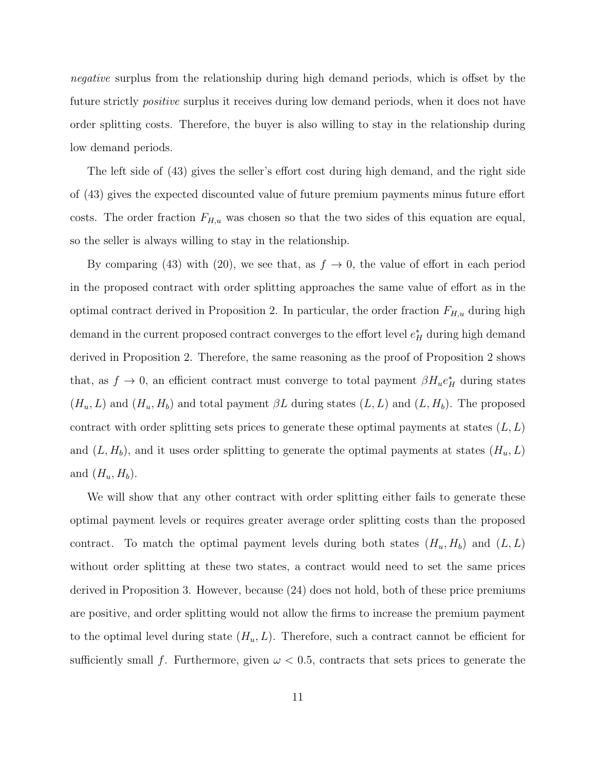*negative* surplus from the relationship during high demand periods, which is offset by the future strictly *positive* surplus it receives during low demand periods, when it does not have order splitting costs. Therefore, the buyer is also willing to stay in the relationship during low demand periods.

The left side of (43) gives the seller's effort cost during high demand, and the right side of (43) gives the expected discounted value of future premium payments minus future effort costs. The order fraction $F_{H,u}$ was chosen so that the two sides of this equation are equal, so the seller is always willing to stay in the relationship.

By comparing (43) with (20), we see that, as $f \to 0$, the value of effort in each period in the proposed contract with order splitting approaches the same value of effort as in the optimal contract derived in Proposition 2. In particular, the order fraction $F_{H,u}$ during high demand in the current proposed contract converges to the effort level $e_H^*$ during high demand derived in Proposition 2. Therefore, the same reasoning as the proof of Proposition 2 shows that, as $f \to 0$, an efficient contract must converge to total payment $\beta H_u e_H^*$ during states $(H_u, L)$ and $(H_u, H_b)$ and total payment $\beta L$ during states $(L, L)$ and $(L, H_b)$. The proposed contract with order splitting sets prices to generate these optimal payments at states $(L, L)$ and $(L, H_b)$, and it uses order splitting to generate the optimal payments at states $(H_u, L)$ and $(H_u, H_b)$.

We will show that any other contract with order splitting either fails to generate these optimal payment levels or requires greater average order splitting costs than the proposed contract. To match the optimal payment levels during both states $(H_u, H_b)$ and $(L, L)$ without order splitting at these two states, a contract would need to set the same prices derived in Proposition 3. However, because (24) does not hold, both of these price premiums are positive, and order splitting would not allow the firms to increase the premium payment to the optimal level during state $(H_u, L)$. Therefore, such a contract cannot be efficient for sufficiently small $f$. Furthermore, given $\omega < 0.5$, contracts that sets prices to generate the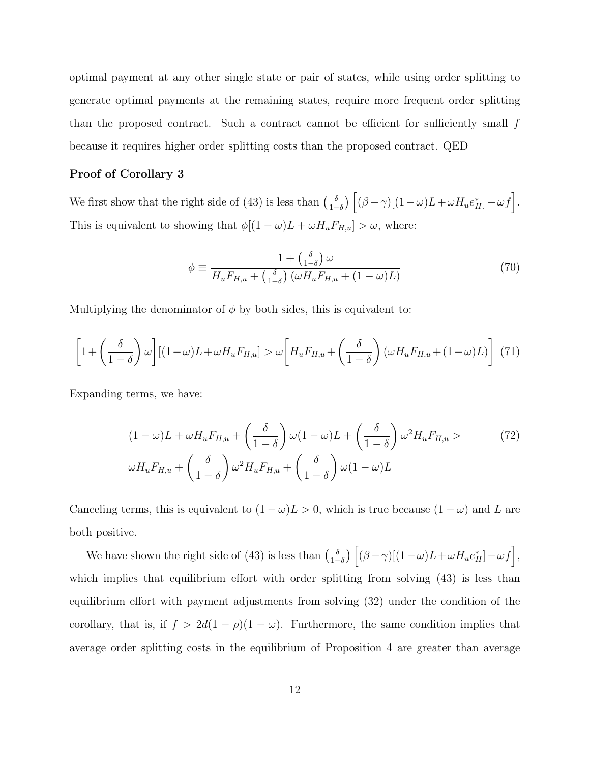optimal payment at any other single state or pair of states, while using order splitting to generate optimal payments at the remaining states, require more frequent order splitting than the proposed contract. Such a contract cannot be efficient for sufficiently small $f$ because it requires higher order splitting costs than the proposed contract. QED

**Proof of Corollary 3**

We first show that the right side of (43) is less than $\left(\frac{\delta}{1-\delta}\right)\left[(\beta-\gamma)[(1-\omega)L+\omega H_u e_H^*]-\omega f\right]$. This is equivalent to showing that $\phi[(1-\omega)L + \omega H_u F_{H,u}] > \omega$, where:

$$\phi \equiv \frac{1+\left(\frac{\delta}{1-\delta}\right)\omega}{H_u F_{H,u} + \left(\frac{\delta}{1-\delta}\right)(\omega H_u F_{H,u} + (1-\omega)L)} \tag{70}$$

Multiplying the denominator of $\phi$ by both sides, this is equivalent to:

$$\left[1+\left(\frac{\delta}{1-\delta}\right)\omega\right][(1-\omega)L+\omega H_u F_{H,u}] > \omega\left[H_u F_{H,u}+\left(\frac{\delta}{1-\delta}\right)(\omega H_u F_{H,u}+(1-\omega)L)\right] \tag{71}$$

Expanding terms, we have:

$$\begin{aligned}
&(1-\omega)L + \omega H_u F_{H,u} + \left(\frac{\delta}{1-\delta}\right)\omega(1-\omega)L + \left(\frac{\delta}{1-\delta}\right)\omega^2 H_u F_{H,u} > \\
&\omega H_u F_{H,u} + \left(\frac{\delta}{1-\delta}\right)\omega^2 H_u F_{H,u} + \left(\frac{\delta}{1-\delta}\right)\omega(1-\omega)L
\end{aligned} \tag{72}$$

Canceling terms, this is equivalent to $(1-\omega)L > 0$, which is true because $(1-\omega)$ and $L$ are both positive.

We have shown the right side of (43) is less than $\left(\frac{\delta}{1-\delta}\right)\left[(\beta-\gamma)[(1-\omega)L+\omega H_u e_H^*]-\omega f\right]$, which implies that equilibrium effort with order splitting from solving (43) is less than equilibrium effort with payment adjustments from solving (32) under the condition of the corollary, that is, if $f > 2d(1-\rho)(1-\omega)$. Furthermore, the same condition implies that average order splitting costs in the equilibrium of Proposition 4 are greater than average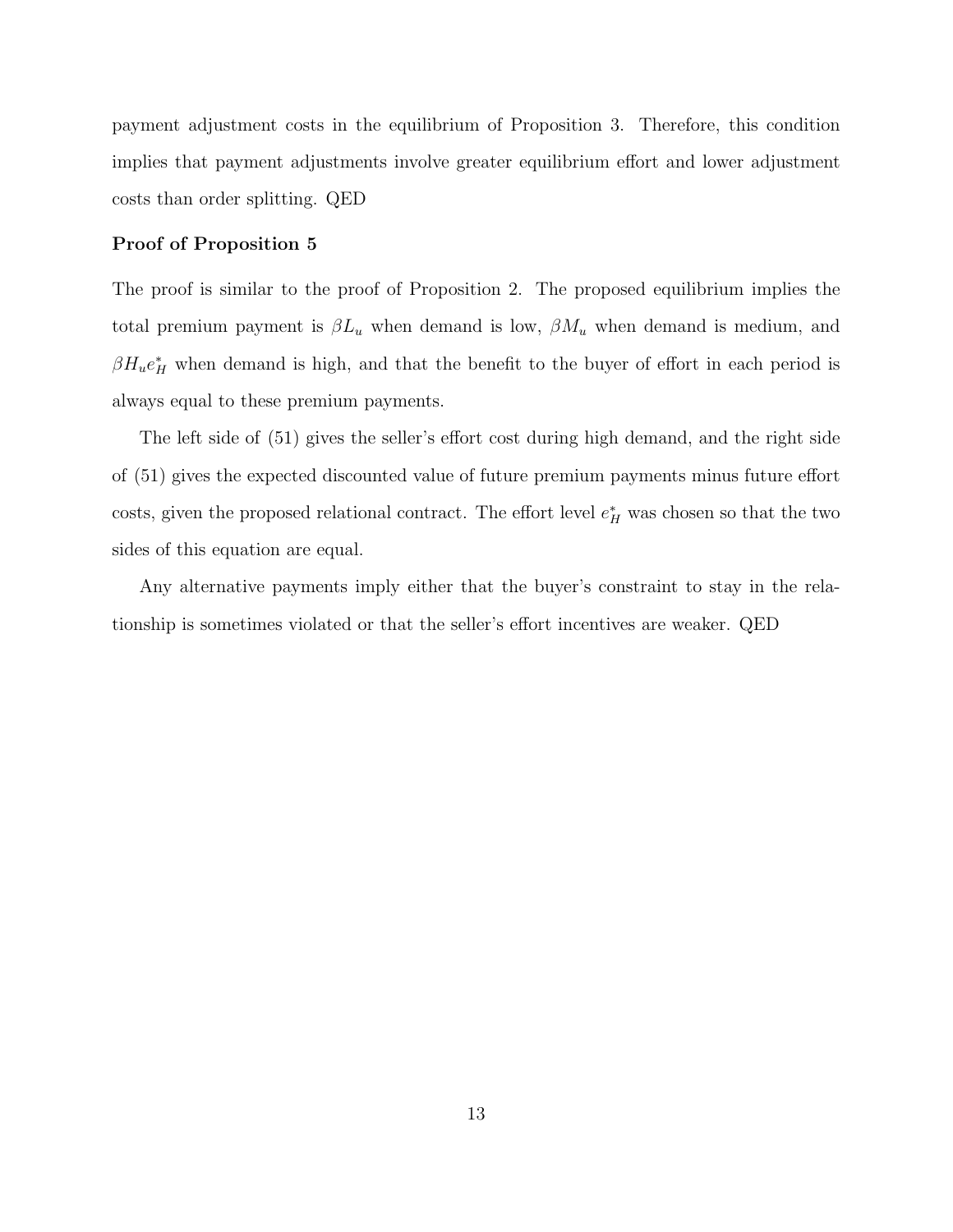payment adjustment costs in the equilibrium of Proposition 3. Therefore, this condition implies that payment adjustments involve greater equilibrium effort and lower adjustment costs than order splitting. QED

**Proof of Proposition 5**

The proof is similar to the proof of Proposition 2. The proposed equilibrium implies the total premium payment is $\beta L_u$ when demand is low, $\beta M_u$ when demand is medium, and $\beta H_u e_H^*$ when demand is high, and that the benefit to the buyer of effort in each period is always equal to these premium payments.

The left side of (51) gives the seller's effort cost during high demand, and the right side of (51) gives the expected discounted value of future premium payments minus future effort costs, given the proposed relational contract. The effort level $e_H^*$ was chosen so that the two sides of this equation are equal.

Any alternative payments imply either that the buyer's constraint to stay in the relationship is sometimes violated or that the seller's effort incentives are weaker. QED